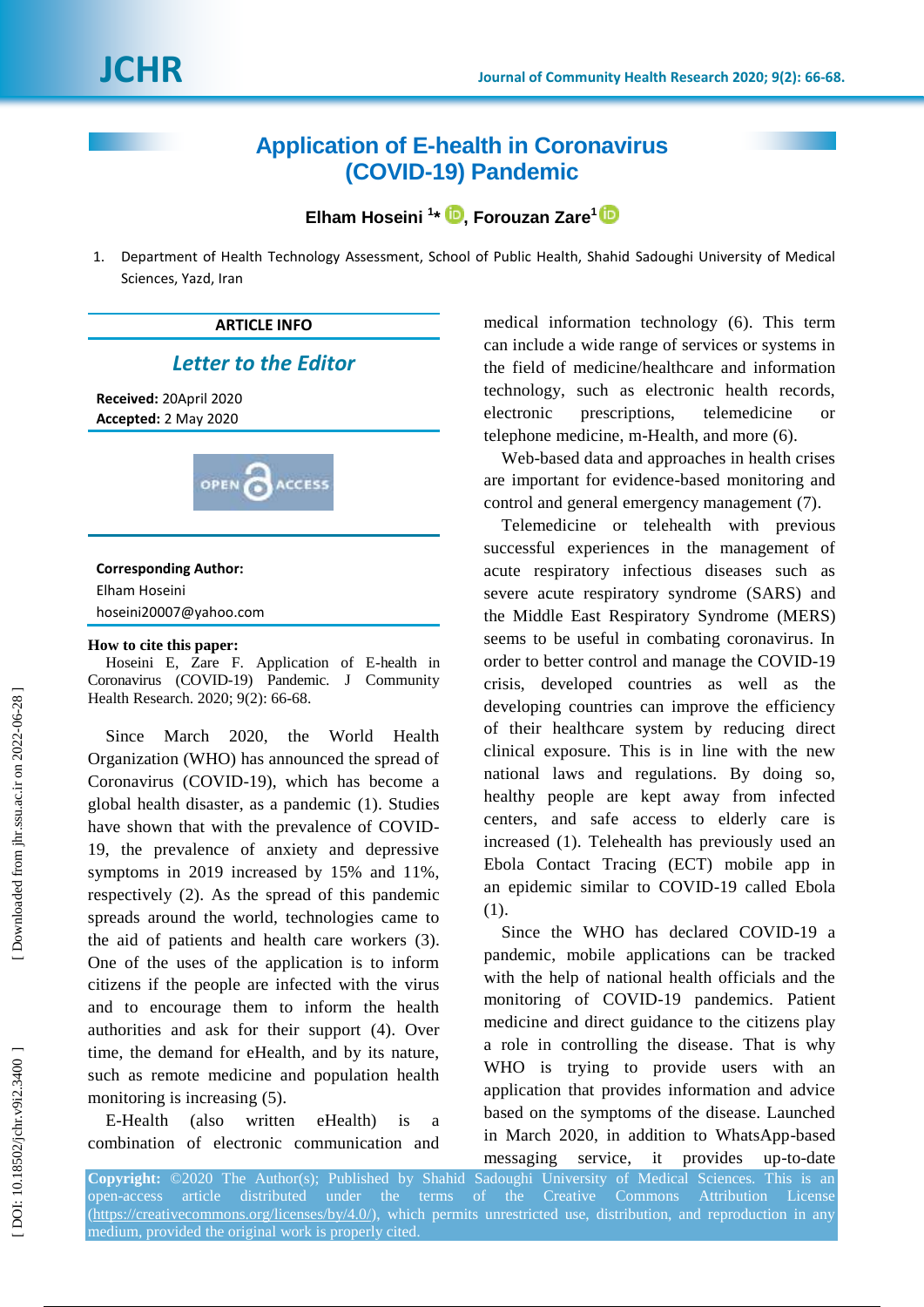# Application of E-health in Coronavirus (COVID-19) Pandemic

**Elham Hoseini** [1]*, **Forouzan Zare**[1]

1. Department of Health Technology Assessment, School of Public Health, Shahid Sadoughi University of Medical Sciences, Yazd, Iran

**ARTICLE INFO**

*Letter to the Editor*

**Received:** 20April 2020
**Accepted:** 2 May 2020

**Corresponding Author:**
Elham Hoseini
hoseini20007@yahoo.com

**How to cite this paper:**
Hoseini E, Zare F. Application of E-health in Coronavirus (COVID-19) Pandemic. J Community Health Research. 2020; 9(2): 66-68.

Since March 2020, the World Health Organization (WHO) has announced the spread of Coronavirus (COVID-19), which has become a global health disaster, as a pandemic (1). Studies have shown that with the prevalence of COVID-19, the prevalence of anxiety and depressive symptoms in 2019 increased by 15% and 11%, respectively (2). As the spread of this pandemic spreads around the world, technologies came to the aid of patients and health care workers (3). One of the uses of the application is to inform citizens if the people are infected with the virus and to encourage them to inform the health authorities and ask for their support (4). Over time, the demand for eHealth, and by its nature, such as remote medicine and population health monitoring is increasing (5).

E-Health (also written eHealth) is a combination of electronic communication and medical information technology (6). This term can include a wide range of services or systems in the field of medicine/healthcare and information technology, such as electronic health records, electronic prescriptions, telemedicine or telephone medicine, m-Health, and more (6).

Web-based data and approaches in health crises are important for evidence-based monitoring and control and general emergency management (7).

Telemedicine or telehealth with previous successful experiences in the management of acute respiratory infectious diseases such as severe acute respiratory syndrome (SARS) and the Middle East Respiratory Syndrome (MERS) seems to be useful in combating coronavirus. In order to better control and manage the COVID-19 crisis, developed countries as well as the developing countries can improve the efficiency of their healthcare system by reducing direct clinical exposure. This is in line with the new national laws and regulations. By doing so, healthy people are kept away from infected centers, and safe access to elderly care is increased (1). Telehealth has previously used an Ebola Contact Tracing (ECT) mobile app in an epidemic similar to COVID-19 called Ebola (1).

Since the WHO has declared COVID-19 a pandemic, mobile applications can be tracked with the help of national health officials and the monitoring of COVID-19 pandemics. Patient medicine and direct guidance to the citizens play a role in controlling the disease. That is why WHO is trying to provide users with an application that provides information and advice based on the symptoms of the disease. Launched in March 2020, in addition to WhatsApp-based messaging service, it provides up-to-date

**Copyright:** ©2020 The Author(s); Published by Shahid Sadoughi University of Medical Sciences. This is an open-access article distributed under the terms of the Creative Commons Attribution License (https://creativecommons.org/licenses/by/4.0/), which permits unrestricted use, distribution, and reproduction in any medium, provided the original work is properly cited.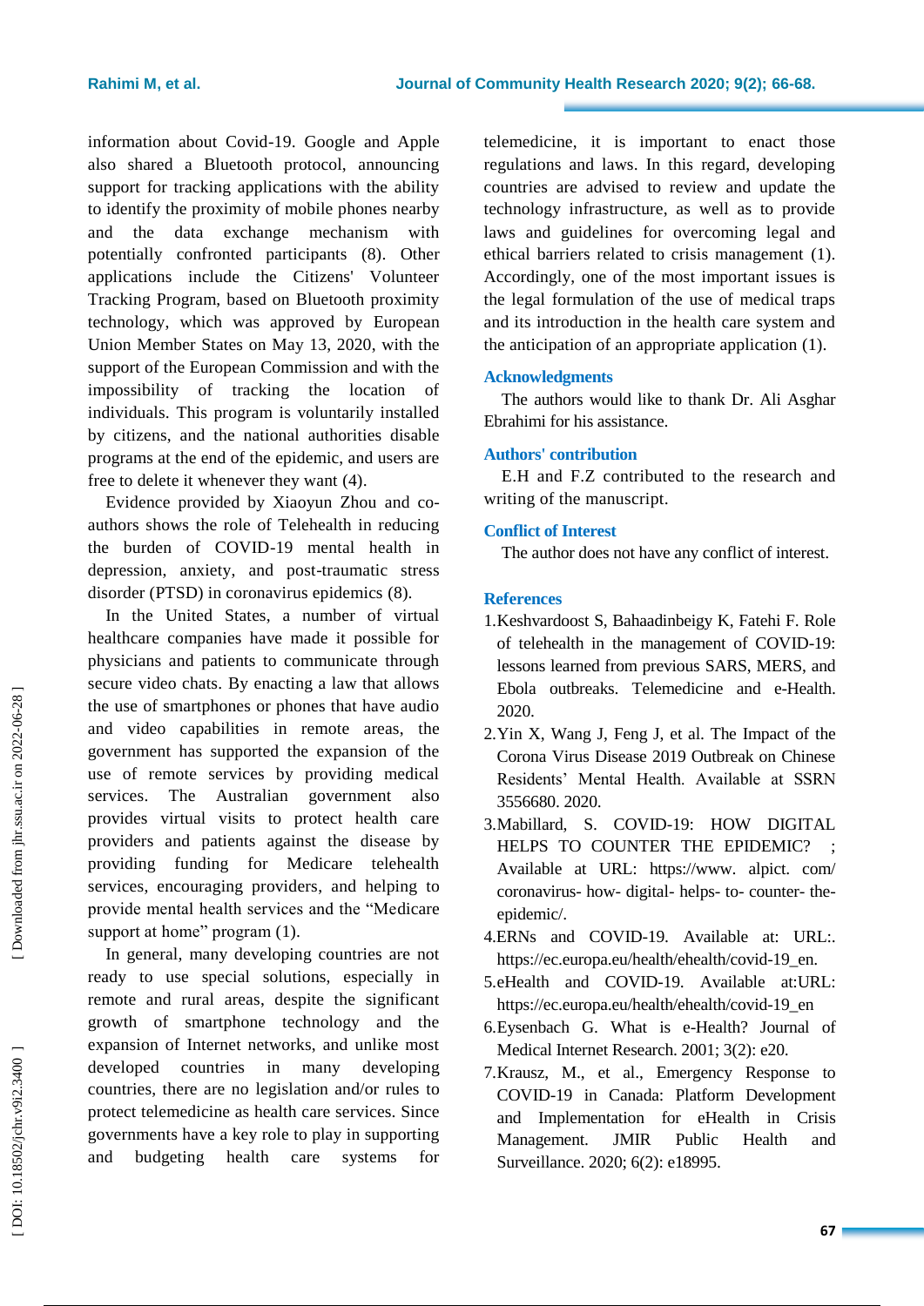information about Covid-19. Google and Apple also shared a Bluetooth protocol, announcing support for tracking applications with the ability to identify the proximity of mobile phones nearby and the data exchange mechanism with potentially confronted participants (8). Other applications include the Citizens' Volunteer Tracking Program, based on Bluetooth proximity technology, which was approved by European Union Member States on May 13, 2020, with the support of the European Commission and with the impossibility of tracking the location of individuals. This program is voluntarily installed by citizens, and the national authorities disable programs at the end of the epidemic, and users are free to delete it whenever they want (4).

Evidence provided by Xiaoyun Zhou and co-authors shows the role of Telehealth in reducing the burden of COVID-19 mental health in depression, anxiety, and post-traumatic stress disorder (PTSD) in coronavirus epidemics (8).

In the United States, a number of virtual healthcare companies have made it possible for physicians and patients to communicate through secure video chats. By enacting a law that allows the use of smartphones or phones that have audio and video capabilities in remote areas, the government has supported the expansion of the use of remote services by providing medical services. The Australian government also provides virtual visits to protect health care providers and patients against the disease by providing funding for Medicare telehealth services, encouraging providers, and helping to provide mental health services and the "Medicare support at home" program (1).

In general, many developing countries are not ready to use special solutions, especially in remote and rural areas, despite the significant growth of smartphone technology and the expansion of Internet networks, and unlike most developed countries in many developing countries, there are no legislation and/or rules to protect telemedicine as health care services. Since governments have a key role to play in supporting and budgeting health care systems for telemedicine, it is important to enact those regulations and laws. In this regard, developing countries are advised to review and update the technology infrastructure, as well as to provide laws and guidelines for overcoming legal and ethical barriers related to crisis management (1). Accordingly, one of the most important issues is the legal formulation of the use of medical traps and its introduction in the health care system and the anticipation of an appropriate application (1).

## Acknowledgments

The authors would like to thank Dr. Ali Asghar Ebrahimi for his assistance.

## Authors' contribution

E.H and F.Z contributed to the research and writing of the manuscript.

## Conflict of Interest

The author does not have any conflict of interest.

## References

1. Keshvardoost S, Bahaadinbeigy K, Fatehi F. Role of telehealth in the management of COVID-19: lessons learned from previous SARS, MERS, and Ebola outbreaks. Telemedicine and e-Health. 2020.
2. Yin X, Wang J, Feng J, et al. The Impact of the Corona Virus Disease 2019 Outbreak on Chinese Residents' Mental Health. Available at SSRN 3556680. 2020.
3. Mabillard, S. COVID-19: HOW DIGITAL HELPS TO COUNTER THE EPIDEMIC? ; Available at URL: https://www. alpict. com/ coronavirus- how- digital- helps- to- counter- the- epidemic/.
4. ERNs and COVID-19. Available at: URL:. https://ec.europa.eu/health/ehealth/covid-19_en.
5. eHealth and COVID-19. Available at:URL: https://ec.europa.eu/health/ehealth/covid-19_en
6. Eysenbach G. What is e-Health? Journal of Medical Internet Research. 2001; 3(2): e20.
7. Krausz, M., et al., Emergency Response to COVID-19 in Canada: Platform Development and Implementation for eHealth in Crisis Management. JMIR Public Health and Surveillance. 2020; 6(2): e18995.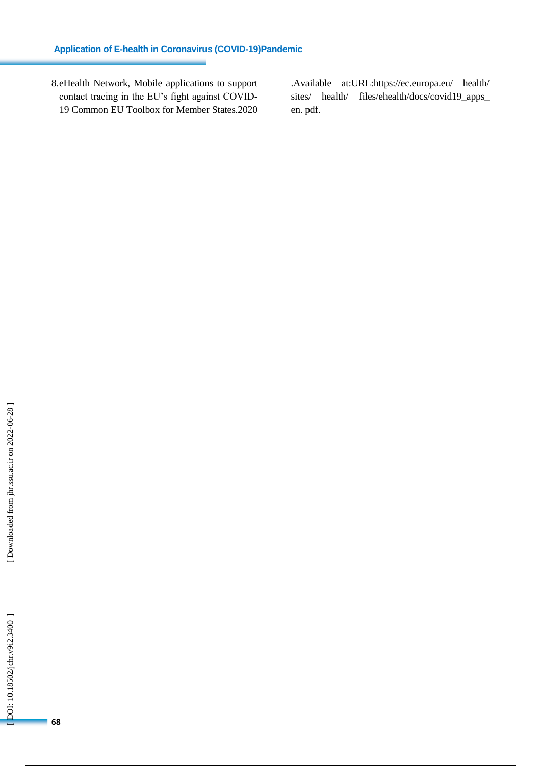8.eHealth Network, Mobile applications to support contact tracing in the EU's fight against COVID-19 Common EU Toolbox for Member States.2020 .Available at:URL:https://ec.europa.eu/ health/ sites/ health/ files/ehealth/docs/covid19_apps_ en. pdf.